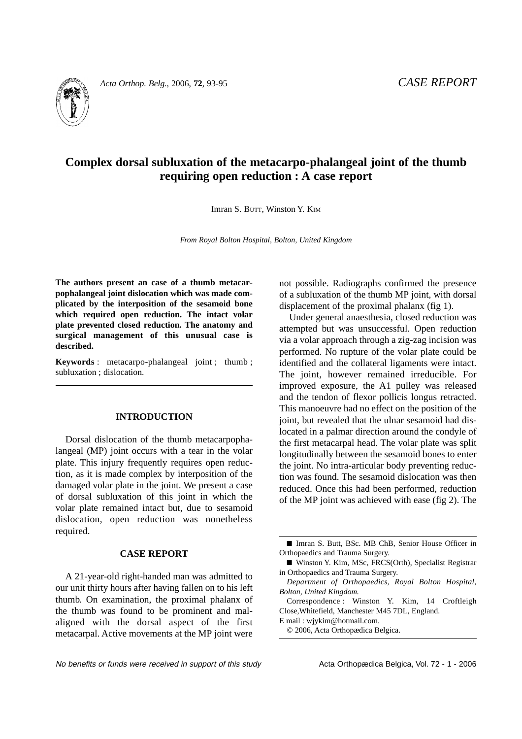# Complex dorsal subluxation of the metacarpo-phalangeal joint of the thumb requiring open reduction : A case report

Imran S. BUTT, Winston Y. KIM

*From Royal Bolton Hospital, Bolton, United Kingdom*

**The authors present an case of a thumb metacarpophalangeal joint dislocation which was made complicated by the interposition of the sesamoid bone which required open reduction. The intact volar plate prevented closed reduction. The anatomy and surgical management of this unusual case is described.**

**Keywords** : metacarpo-phalangeal joint ; thumb ; subluxation ; dislocation.

## INTRODUCTION

Dorsal dislocation of the thumb metacarpophalangeal (MP) joint occurs with a tear in the volar plate. This injury frequently requires open reduction, as it is made complex by interposition of the damaged volar plate in the joint. We present a case of dorsal subluxation of this joint in which the volar plate remained intact but, due to sesamoid dislocation, open reduction was nonetheless required.

## CASE REPORT

A 21-year-old right-handed man was admitted to our unit thirty hours after having fallen on to his left thumb. On examination, the proximal phalanx of the thumb was found to be prominent and malaligned with the dorsal aspect of the first metacarpal. Active movements at the MP joint were not possible. Radiographs confirmed the presence of a subluxation of the thumb MP joint, with dorsal displacement of the proximal phalanx (fig 1).

Under general anaesthesia, closed reduction was attempted but was unsuccessful. Open reduction via a volar approach through a zig-zag incision was performed. No rupture of the volar plate could be identified and the collateral ligaments were intact. The joint, however remained irreducible. For improved exposure, the A1 pulley was released and the tendon of flexor pollicis longus retracted. This manoeuvre had no effect on the position of the joint, but revealed that the ulnar sesamoid had dislocated in a palmar direction around the condyle of the first metacarpal head. The volar plate was split longitudinally between the sesamoid bones to enter the joint. No intra-articular body preventing reduction was found. The sesamoid dislocation was then reduced. Once this had been performed, reduction of the MP joint was achieved with ease (fig 2). The

---

■ Imran S. Butt, BSc. MB ChB, Senior House Officer in Orthopaedics and Trauma Surgery.

■ Winston Y. Kim, MSc, FRCS(Orth), Specialist Registrar in Orthopaedics and Trauma Surgery.

*Department of Orthopaedics, Royal Bolton Hospital, Bolton, United Kingdom.*

Correspondence : Winston Y. Kim, 14 Croftleigh Close,Whitefield, Manchester M45 7DL, England.

E mail : wjykim@hotmail.com.

© 2006, Acta Orthopædica Belgica.

*No benefits or funds were received in support of this study*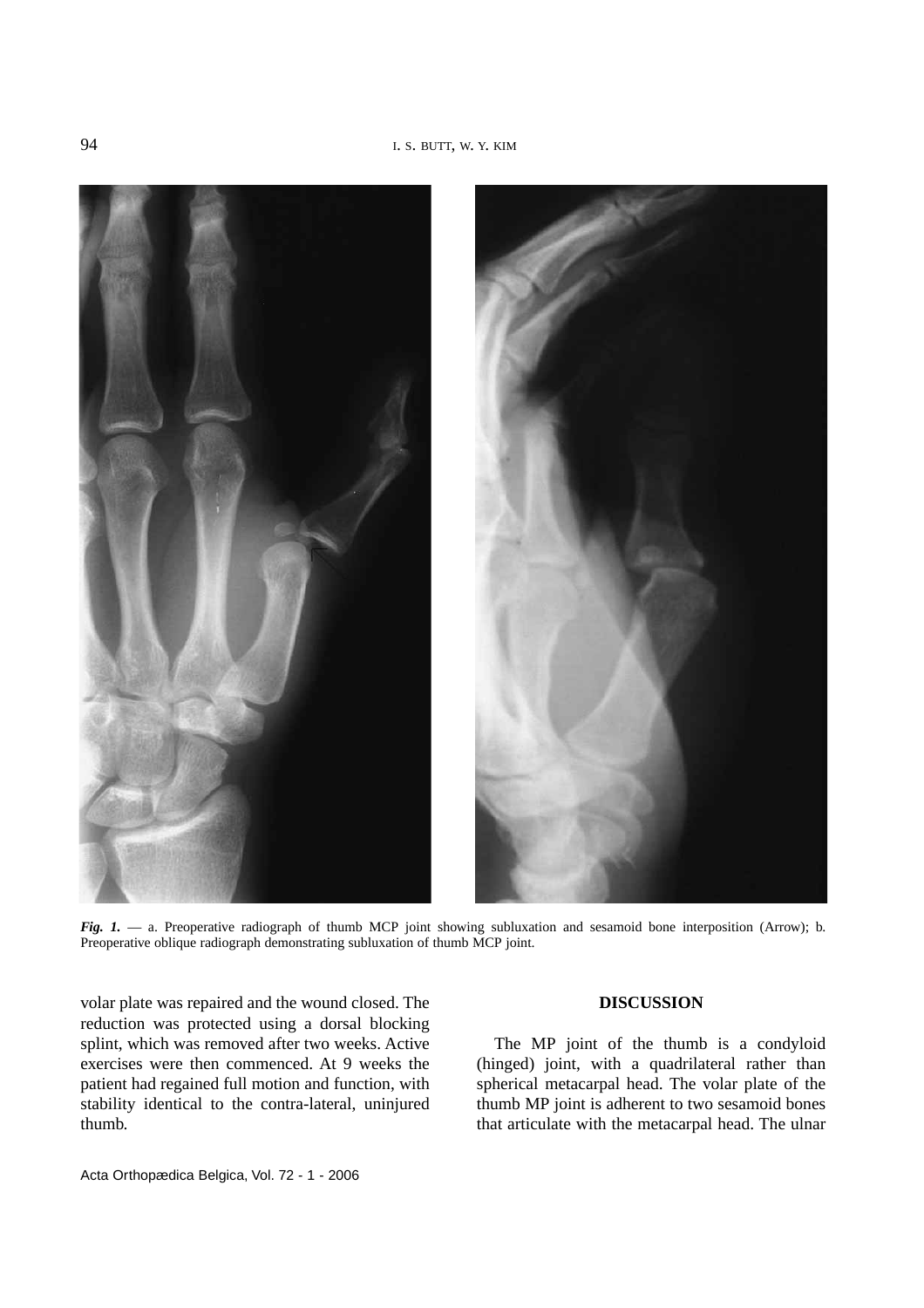*Fig. 1.* — a. Preoperative radiograph of thumb MCP joint showing subluxation and sesamoid bone interposition (Arrow); b. Preoperative oblique radiograph demonstrating subluxation of thumb MCP joint.

volar plate was repaired and the wound closed. The reduction was protected using a dorsal blocking splint, which was removed after two weeks. Active exercises were then commenced. At 9 weeks the patient had regained full motion and function, with stability identical to the contra-lateral, uninjured thumb.

## DISCUSSION

The MP joint of the thumb is a condyloid (hinged) joint, with a quadrilateral rather than spherical metacarpal head. The volar plate of the thumb MP joint is adherent to two sesamoid bones that articulate with the metacarpal head. The ulnar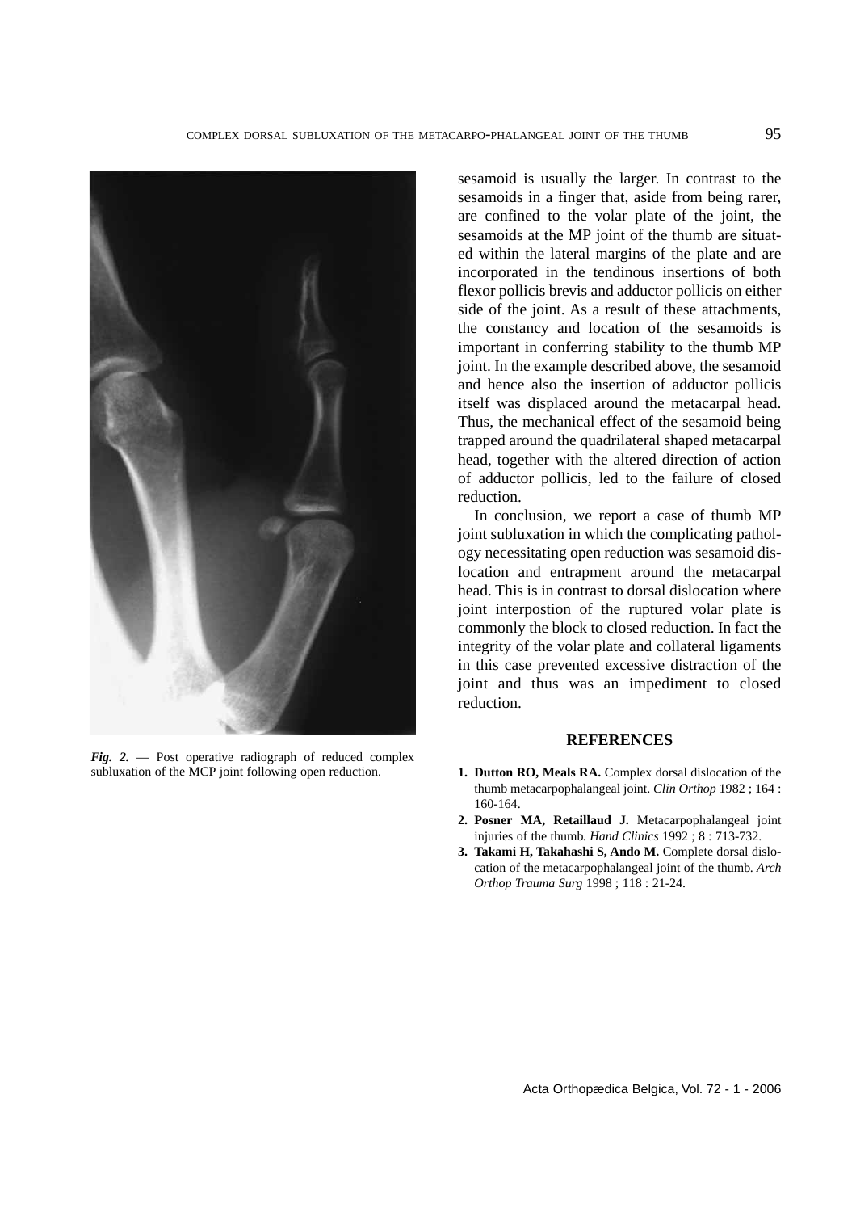sesamoid is usually the larger. In contrast to the sesamoids in a finger that, aside from being rarer, are confined to the volar plate of the joint, the sesamoids at the MP joint of the thumb are situated within the lateral margins of the plate and are incorporated in the tendinous insertions of both flexor pollicis brevis and adductor pollicis on either side of the joint. As a result of these attachments, the constancy and location of the sesamoids is important in conferring stability to the thumb MP joint. In the example described above, the sesamoid and hence also the insertion of adductor pollicis itself was displaced around the metacarpal head. Thus, the mechanical effect of the sesamoid being trapped around the quadrilateral shaped metacarpal head, together with the altered direction of action of adductor pollicis, led to the failure of closed reduction.

In conclusion, we report a case of thumb MP joint subluxation in which the complicating pathology necessitating open reduction was sesamoid dislocation and entrapment around the metacarpal head. This is in contrast to dorsal dislocation where joint interpostion of the ruptured volar plate is commonly the block to closed reduction. In fact the integrity of the volar plate and collateral ligaments in this case prevented excessive distraction of the joint and thus was an impediment to closed reduction.

*Fig. 2.* — Post operative radiograph of reduced complex subluxation of the MCP joint following open reduction.

## REFERENCES

1. **Dutton RO, Meals RA.** Complex dorsal dislocation of the thumb metacarpophalangeal joint. *Clin Orthop* 1982 ; 164 : 160-164.
2. **Posner MA, Retaillaud J.** Metacarpophalangeal joint injuries of the thumb. *Hand Clinics* 1992 ; 8 : 713-732.
3. **Takami H, Takahashi S, Ando M.** Complete dorsal dislocation of the metacarpophalangeal joint of the thumb. *Arch Orthop Trauma Surg* 1998 ; 118 : 21-24.